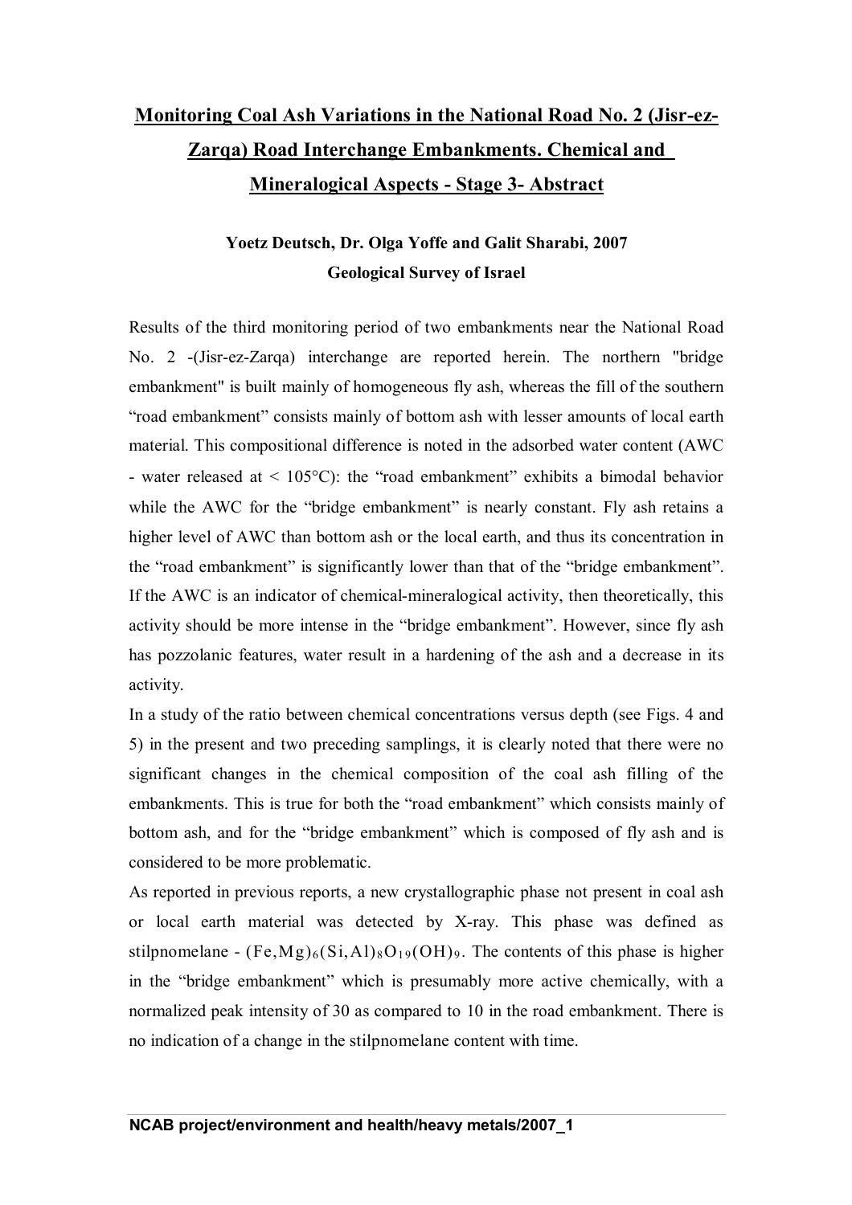# Monitoring Coal Ash Variations in the National Road No. 2 (Jisr-ez-Zarqa) Road Interchange Embankments. Chemical and Mineralogical Aspects - Stage 3- Abstract

**Yoetz Deutsch, Dr. Olga Yoffe and Galit Sharabi, 2007**

**Geological Survey of Israel**

Results of the third monitoring period of two embankments near the National Road No. 2 -(Jisr-ez-Zarqa) interchange are reported herein. The northern "bridge embankment" is built mainly of homogeneous fly ash, whereas the fill of the southern "road embankment" consists mainly of bottom ash with lesser amounts of local earth material. This compositional difference is noted in the adsorbed water content (AWC - water released at < 105°C): the "road embankment" exhibits a bimodal behavior while the AWC for the "bridge embankment" is nearly constant. Fly ash retains a higher level of AWC than bottom ash or the local earth, and thus its concentration in the "road embankment" is significantly lower than that of the "bridge embankment". If the AWC is an indicator of chemical-mineralogical activity, then theoretically, this activity should be more intense in the "bridge embankment". However, since fly ash has pozzolanic features, water result in a hardening of the ash and a decrease in its activity.

In a study of the ratio between chemical concentrations versus depth (see Figs. 4 and 5) in the present and two preceding samplings, it is clearly noted that there were no significant changes in the chemical composition of the coal ash filling of the embankments. This is true for both the "road embankment" which consists mainly of bottom ash, and for the "bridge embankment" which is composed of fly ash and is considered to be more problematic.

As reported in previous reports, a new crystallographic phase not present in coal ash or local earth material was detected by X-ray. This phase was defined as stilpnomelane - $(Fe,Mg)_6(Si,Al)_8O_{19}(OH)_9$. The contents of this phase is higher in the "bridge embankment" which is presumably more active chemically, with a normalized peak intensity of 30 as compared to 10 in the road embankment. There is no indication of a change in the stilpnomelane content with time.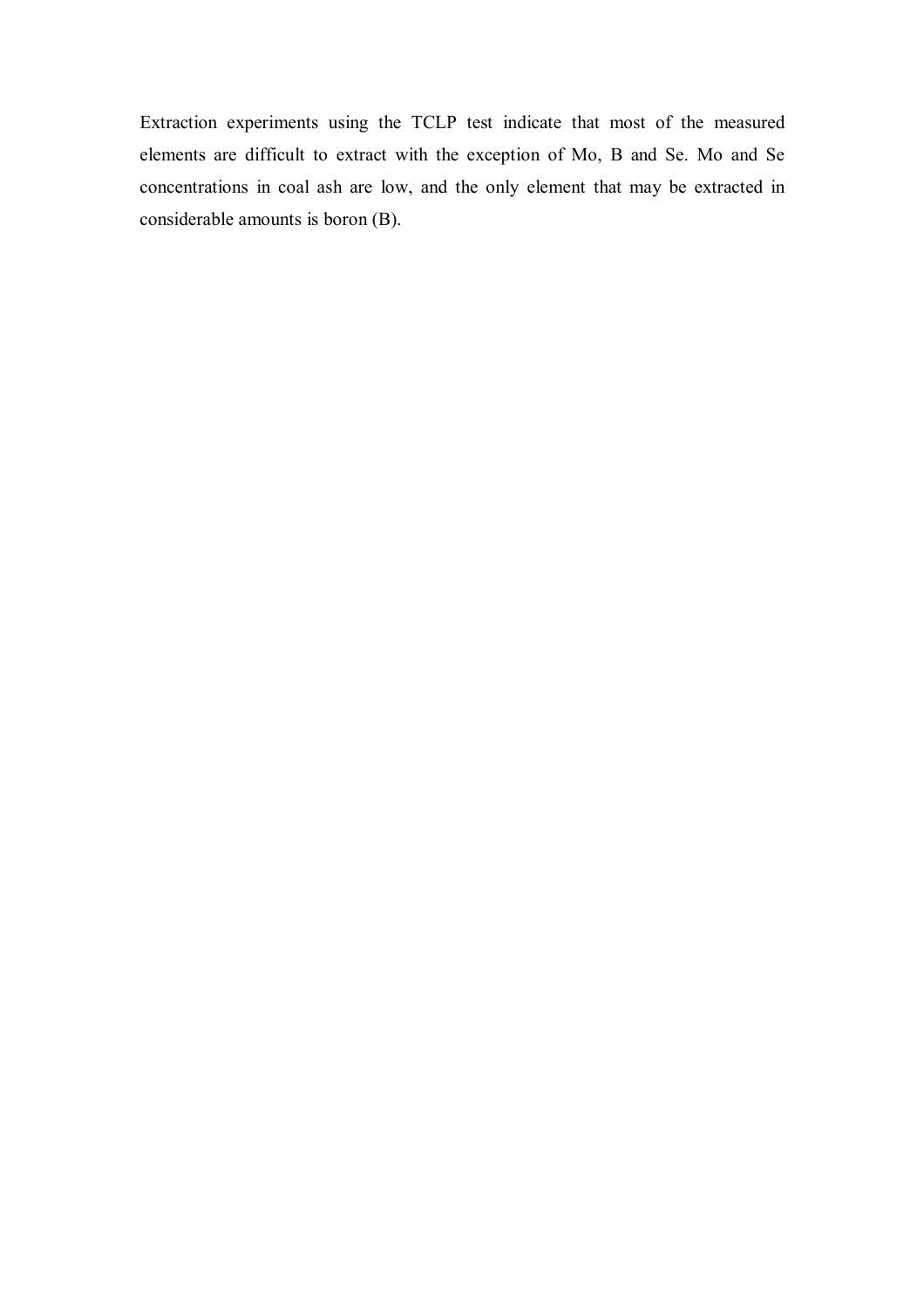Extraction experiments using the TCLP test indicate that most of the measured elements are difficult to extract with the exception of Mo, B and Se. Mo and Se concentrations in coal ash are low, and the only element that may be extracted in considerable amounts is boron (B).